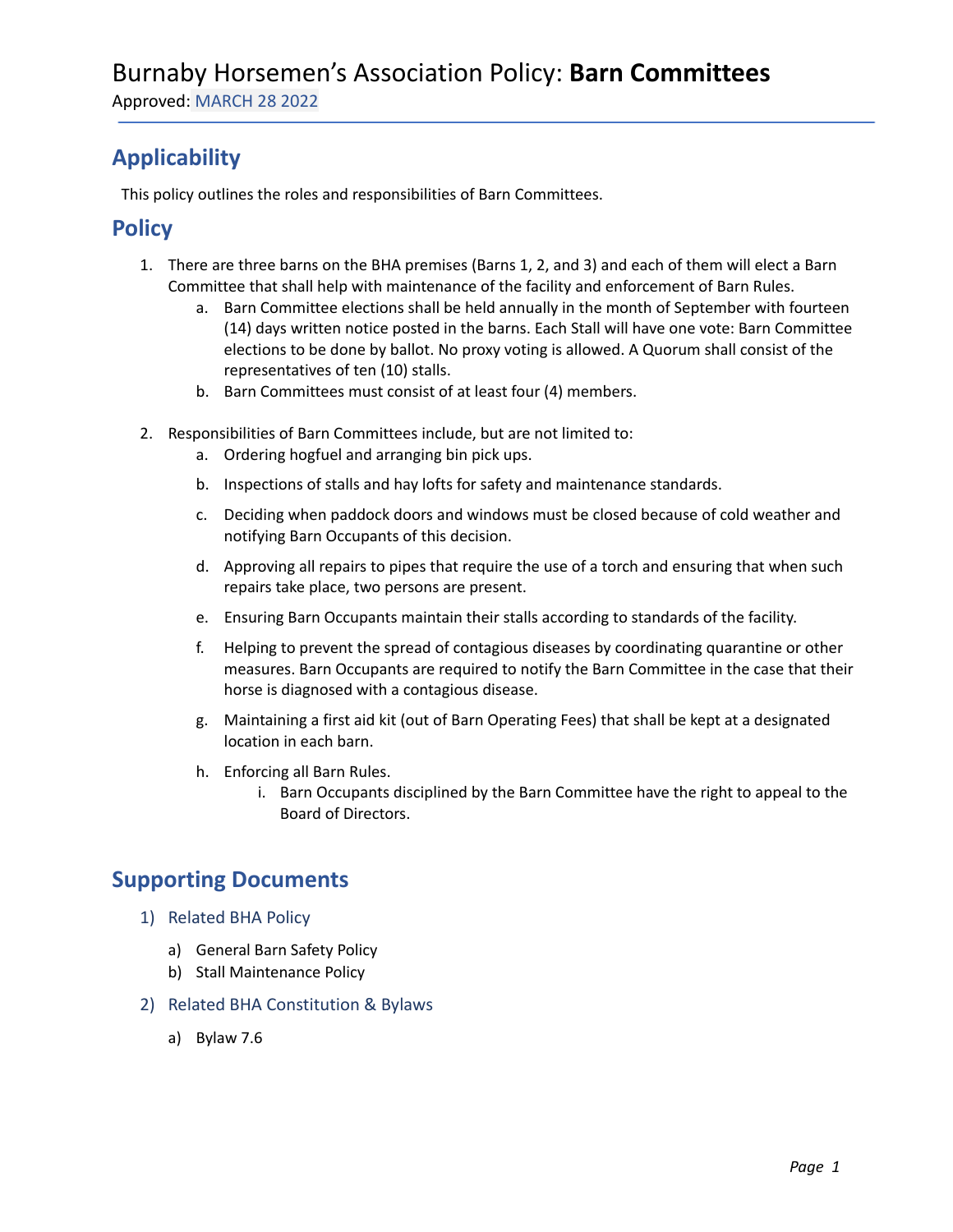# Burnaby Horsemen's Association Policy: **Barn Committees**

Approved: MARCH 28 2022

## Applicability

This policy outlines the roles and responsibilities of Barn Committees.

## Policy

1. There are three barns on the BHA premises (Barns 1, 2, and 3) and each of them will elect a Barn Committee that shall help with maintenance of the facility and enforcement of Barn Rules.
   a. Barn Committee elections shall be held annually in the month of September with fourteen (14) days written notice posted in the barns. Each Stall will have one vote: Barn Committee elections to be done by ballot. No proxy voting is allowed. A Quorum shall consist of the representatives of ten (10) stalls.
   b. Barn Committees must consist of at least four (4) members.

2. Responsibilities of Barn Committees include, but are not limited to:
   a. Ordering hogfuel and arranging bin pick ups.
   b. Inspections of stalls and hay lofts for safety and maintenance standards.
   c. Deciding when paddock doors and windows must be closed because of cold weather and notifying Barn Occupants of this decision.
   d. Approving all repairs to pipes that require the use of a torch and ensuring that when such repairs take place, two persons are present.
   e. Ensuring Barn Occupants maintain their stalls according to standards of the facility.
   f. Helping to prevent the spread of contagious diseases by coordinating quarantine or other measures. Barn Occupants are required to notify the Barn Committee in the case that their horse is diagnosed with a contagious disease.
   g. Maintaining a first aid kit (out of Barn Operating Fees) that shall be kept at a designated location in each barn.
   h. Enforcing all Barn Rules.
      i. Barn Occupants disciplined by the Barn Committee have the right to appeal to the Board of Directors.

## Supporting Documents

1) Related BHA Policy
   a) General Barn Safety Policy
   b) Stall Maintenance Policy
2) Related BHA Constitution & Bylaws
   a) Bylaw 7.6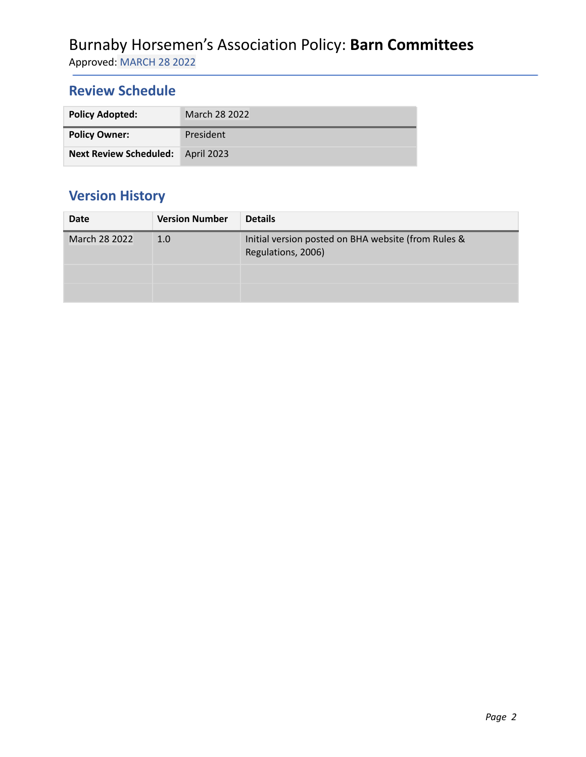# Burnaby Horsemen's Association Policy: **Barn Committees**

Approved: MARCH 28 2022

## Review Schedule

| | |
|---|---|
| **Policy Adopted:** | March 28 2022 |
| **Policy Owner:** | President |
| **Next Review Scheduled:** | April 2023 |

## Version History

| Date | Version Number | Details |
|---|---|---|
| March 28 2022 | 1.0 | Initial version posted on BHA website (from Rules & Regulations, 2006) |
| | | |
| | | |